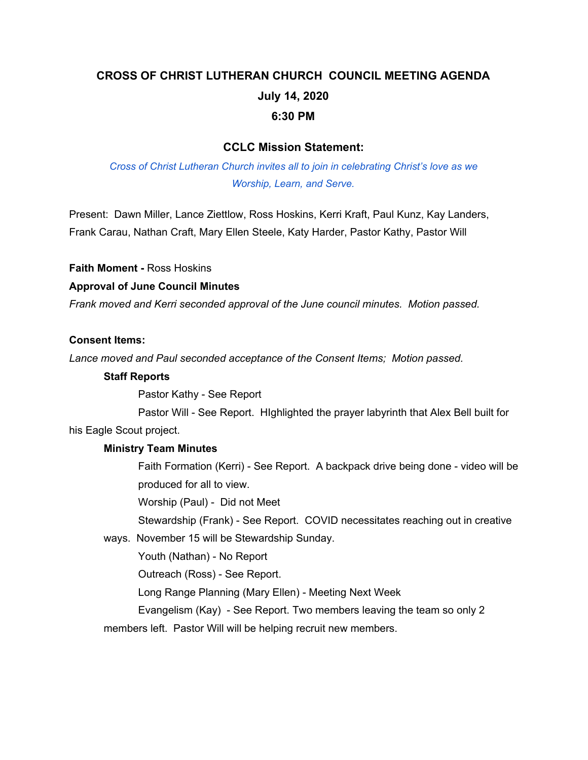# CROSS OF CHRIST LUTHERAN CHURCH COUNCIL MEETING AGENDA

## July 14, 2020

## 6:30 PM

### CCLC Mission Statement:

*Cross of Christ Lutheran Church invites all to join in celebrating Christ's love as we Worship, Learn, and Serve.*

Present: Dawn Miller, Lance Ziettlow, Ross Hoskins, Kerri Kraft, Paul Kunz, Kay Landers, Frank Carau, Nathan Craft, Mary Ellen Steele, Katy Harder, Pastor Kathy, Pastor Will

**Faith Moment -** Ross Hoskins

**Approval of June Council Minutes**

*Frank moved and Kerri seconded approval of the June council minutes. Motion passed.*

**Consent Items:**

*Lance moved and Paul seconded acceptance of the Consent Items; Motion passed.*

**Staff Reports**

Pastor Kathy - See Report

Pastor Will - See Report. HIghlighted the prayer labyrinth that Alex Bell built for his Eagle Scout project.

**Ministry Team Minutes**

Faith Formation (Kerri) - See Report. A backpack drive being done - video will be produced for all to view.

Worship (Paul) - Did not Meet

Stewardship (Frank) - See Report. COVID necessitates reaching out in creative ways. November 15 will be Stewardship Sunday.

Youth (Nathan) - No Report

Outreach (Ross) - See Report.

Long Range Planning (Mary Ellen) - Meeting Next Week

Evangelism (Kay) - See Report. Two members leaving the team so only 2 members left. Pastor Will will be helping recruit new members.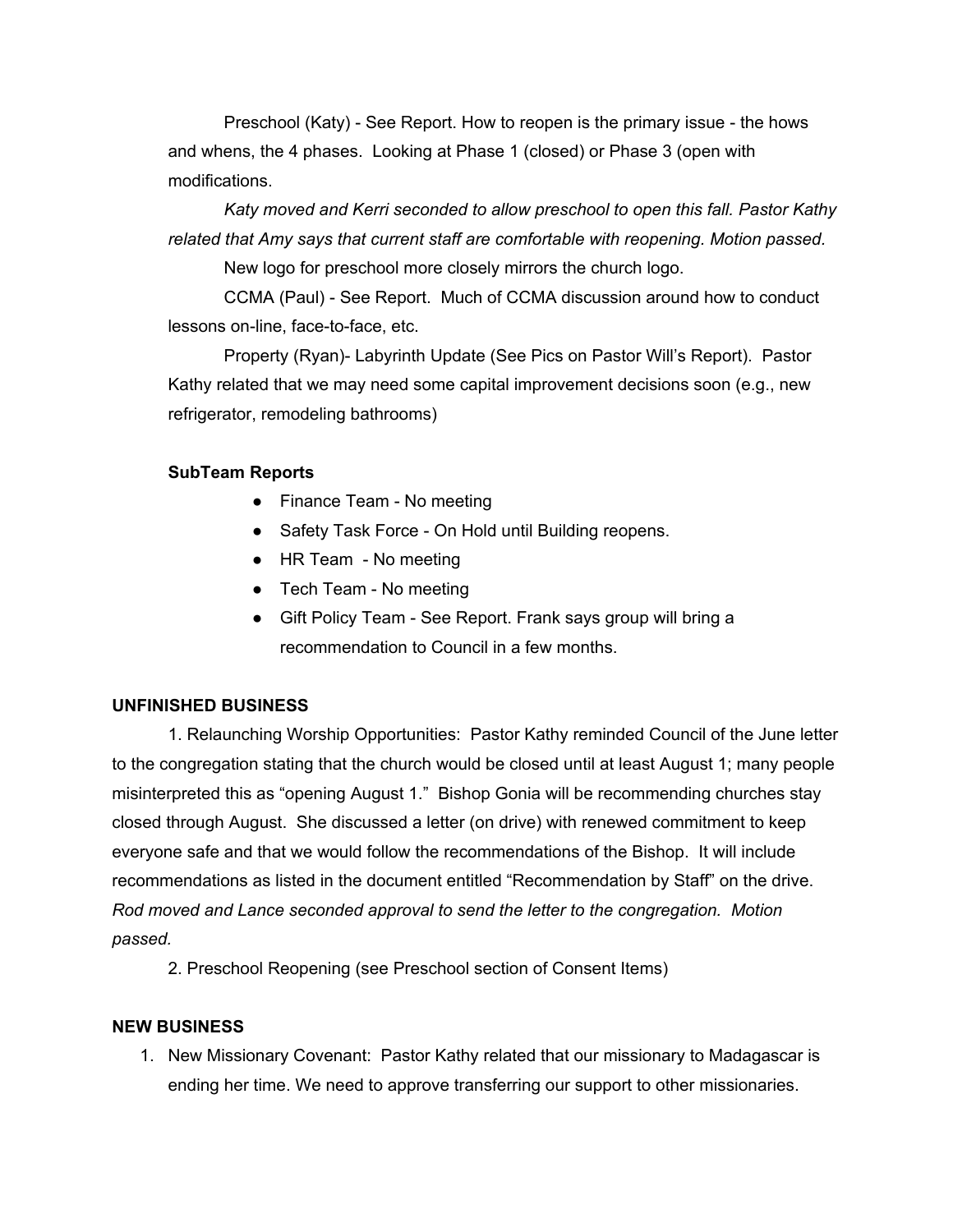Preschool (Katy) - See Report. How to reopen is the primary issue - the hows and whens, the 4 phases. Looking at Phase 1 (closed) or Phase 3 (open with modifications.

*Katy moved and Kerri seconded to allow preschool to open this fall. Pastor Kathy related that Amy says that current staff are comfortable with reopening. Motion passed.*

New logo for preschool more closely mirrors the church logo.

CCMA (Paul) - See Report. Much of CCMA discussion around how to conduct lessons on-line, face-to-face, etc.

Property (Ryan)- Labyrinth Update (See Pics on Pastor Will's Report). Pastor Kathy related that we may need some capital improvement decisions soon (e.g., new refrigerator, remodeling bathrooms)

**SubTeam Reports**

- Finance Team - No meeting
- Safety Task Force - On Hold until Building reopens.
- HR Team - No meeting
- Tech Team - No meeting
- Gift Policy Team - See Report. Frank says group will bring a recommendation to Council in a few months.

**UNFINISHED BUSINESS**

1. Relaunching Worship Opportunities: Pastor Kathy reminded Council of the June letter to the congregation stating that the church would be closed until at least August 1; many people misinterpreted this as "opening August 1." Bishop Gonia will be recommending churches stay closed through August. She discussed a letter (on drive) with renewed commitment to keep everyone safe and that we would follow the recommendations of the Bishop. It will include recommendations as listed in the document entitled "Recommendation by Staff" on the drive. *Rod moved and Lance seconded approval to send the letter to the congregation. Motion passed.*

2. Preschool Reopening (see Preschool section of Consent Items)

**NEW BUSINESS**

1. New Missionary Covenant: Pastor Kathy related that our missionary to Madagascar is ending her time. We need to approve transferring our support to other missionaries.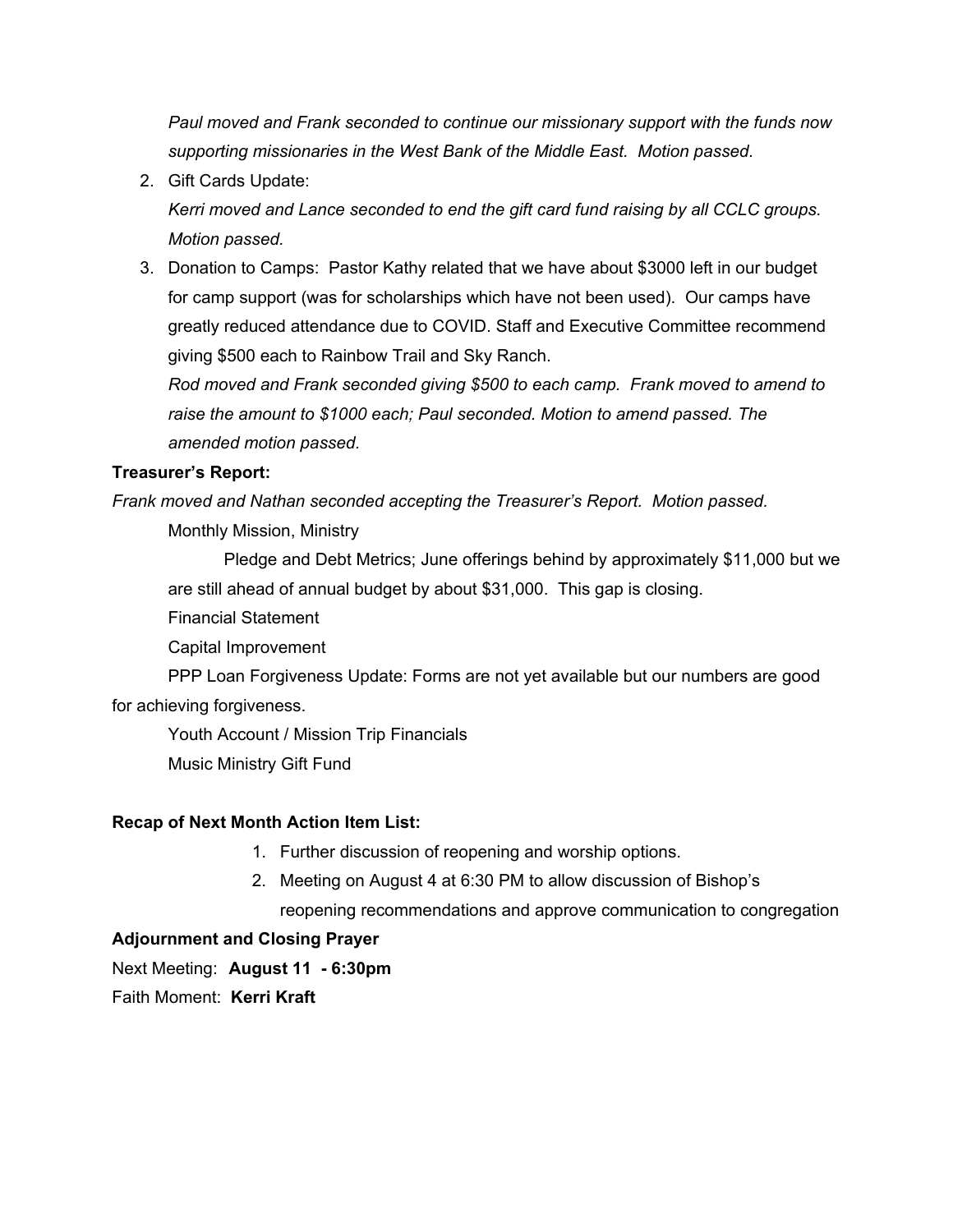*Paul moved and Frank seconded to continue our missionary support with the funds now supporting missionaries in the West Bank of the Middle East. Motion passed.*

2. Gift Cards Update:
   *Kerri moved and Lance seconded to end the gift card fund raising by all CCLC groups. Motion passed.*
3. Donation to Camps: Pastor Kathy related that we have about $3000 left in our budget for camp support (was for scholarships which have not been used). Our camps have greatly reduced attendance due to COVID. Staff and Executive Committee recommend giving $500 each to Rainbow Trail and Sky Ranch.
   *Rod moved and Frank seconded giving $500 to each camp. Frank moved to amend to raise the amount to $1000 each; Paul seconded. Motion to amend passed. The amended motion passed.*

**Treasurer's Report:**

*Frank moved and Nathan seconded accepting the Treasurer's Report. Motion passed.*

Monthly Mission, Ministry

Pledge and Debt Metrics; June offerings behind by approximately $11,000 but we are still ahead of annual budget by about $31,000. This gap is closing.

Financial Statement

Capital Improvement

PPP Loan Forgiveness Update: Forms are not yet available but our numbers are good for achieving forgiveness.

Youth Account / Mission Trip Financials

Music Ministry Gift Fund

**Recap of Next Month Action Item List:**

1. Further discussion of reopening and worship options.
2. Meeting on August 4 at 6:30 PM to allow discussion of Bishop's reopening recommendations and approve communication to congregation

**Adjournment and Closing Prayer**

Next Meeting: **August 11 - 6:30pm**

Faith Moment: **Kerri Kraft**